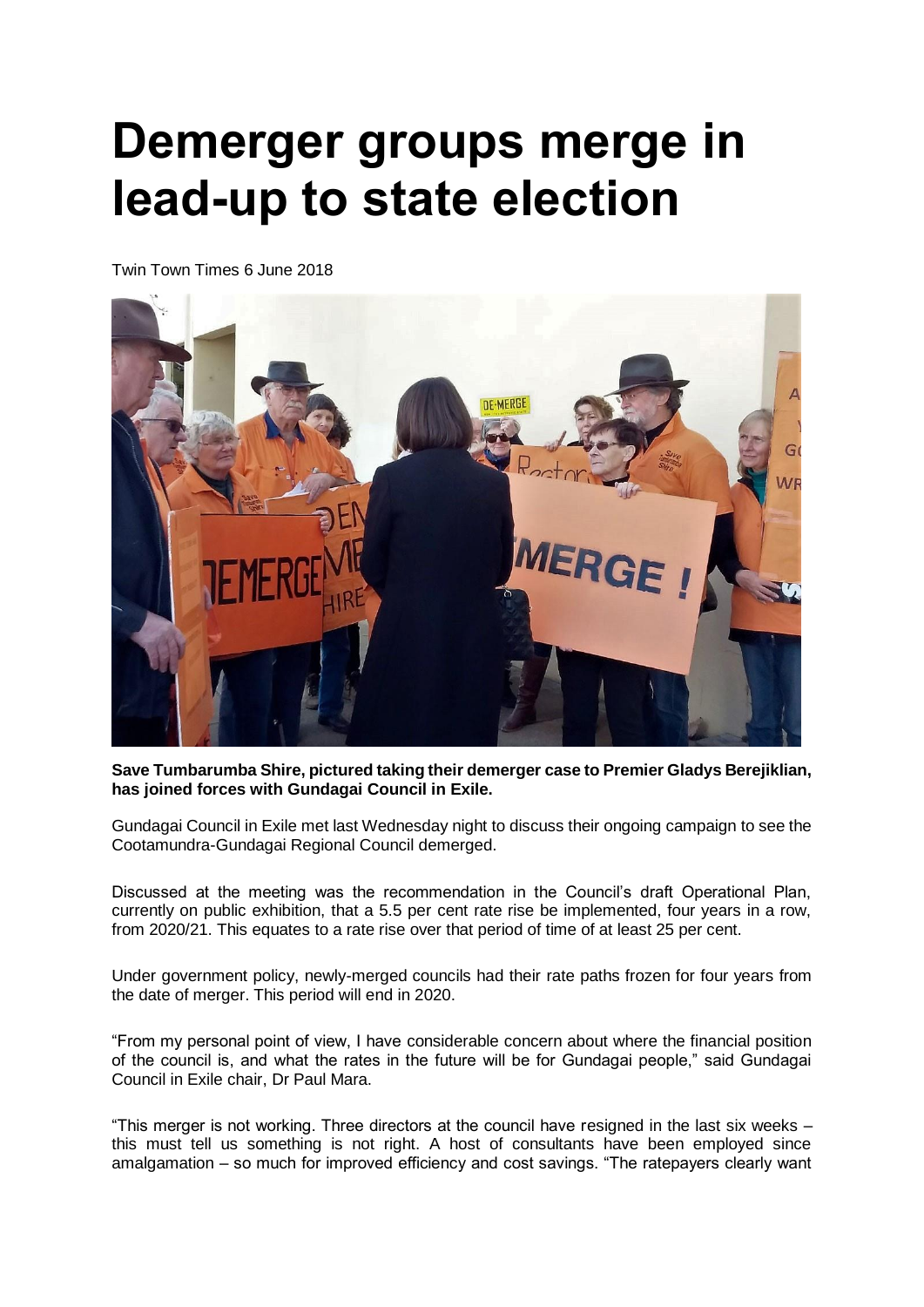# Demerger groups merge in lead-up to state election

Twin Town Times 6 June 2018

**Save Tumbarumba Shire, pictured taking their demerger case to Premier Gladys Berejiklian, has joined forces with Gundagai Council in Exile.**

Gundagai Council in Exile met last Wednesday night to discuss their ongoing campaign to see the Cootamundra-Gundagai Regional Council demerged.

Discussed at the meeting was the recommendation in the Council's draft Operational Plan, currently on public exhibition, that a 5.5 per cent rate rise be implemented, four years in a row, from 2020/21. This equates to a rate rise over that period of time of at least 25 per cent.

Under government policy, newly-merged councils had their rate paths frozen for four years from the date of merger. This period will end in 2020.

"From my personal point of view, I have considerable concern about where the financial position of the council is, and what the rates in the future will be for Gundagai people," said Gundagai Council in Exile chair, Dr Paul Mara.

"This merger is not working. Three directors at the council have resigned in the last six weeks – this must tell us something is not right. A host of consultants have been employed since amalgamation – so much for improved efficiency and cost savings. "The ratepayers clearly want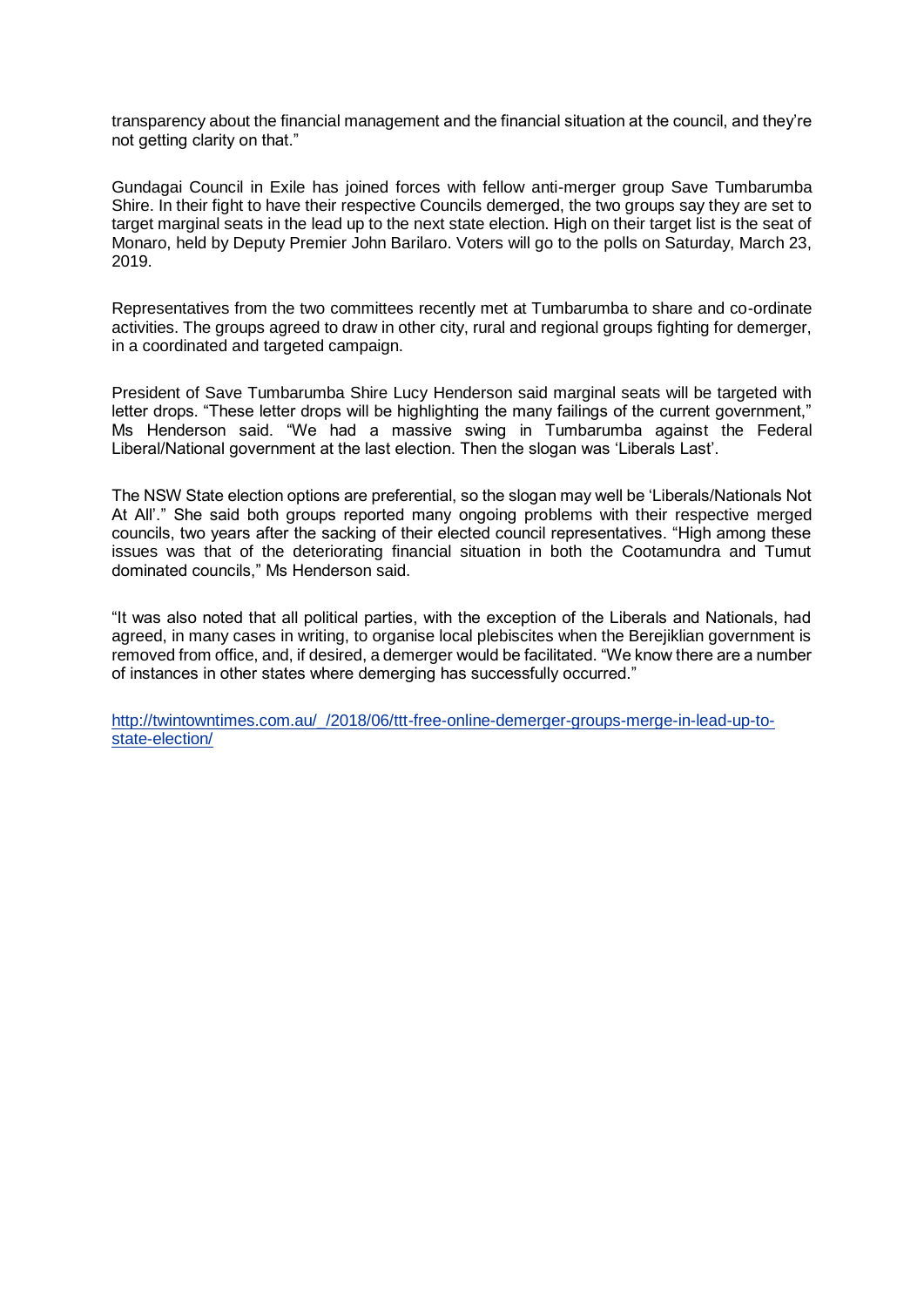transparency about the financial management and the financial situation at the council, and they're not getting clarity on that."

Gundagai Council in Exile has joined forces with fellow anti-merger group Save Tumbarumba Shire. In their fight to have their respective Councils demerged, the two groups say they are set to target marginal seats in the lead up to the next state election. High on their target list is the seat of Monaro, held by Deputy Premier John Barilaro. Voters will go to the polls on Saturday, March 23, 2019.

Representatives from the two committees recently met at Tumbarumba to share and co-ordinate activities. The groups agreed to draw in other city, rural and regional groups fighting for demerger, in a coordinated and targeted campaign.

President of Save Tumbarumba Shire Lucy Henderson said marginal seats will be targeted with letter drops. "These letter drops will be highlighting the many failings of the current government," Ms Henderson said. "We had a massive swing in Tumbarumba against the Federal Liberal/National government at the last election. Then the slogan was 'Liberals Last'.

The NSW State election options are preferential, so the slogan may well be 'Liberals/Nationals Not At All'." She said both groups reported many ongoing problems with their respective merged councils, two years after the sacking of their elected council representatives. "High among these issues was that of the deteriorating financial situation in both the Cootamundra and Tumut dominated councils," Ms Henderson said.

"It was also noted that all political parties, with the exception of the Liberals and Nationals, had agreed, in many cases in writing, to organise local plebiscites when the Berejiklian government is removed from office, and, if desired, a demerger would be facilitated. "We know there are a number of instances in other states where demerging has successfully occurred."

[http://twintowntimes.com.au/_/2018/06/ttt-free-online-demerger-groups-merge-in-lead-up-to-state-election/](http://twintowntimes.com.au/_/2018/06/ttt-free-online-demerger-groups-merge-in-lead-up-to-state-election/)